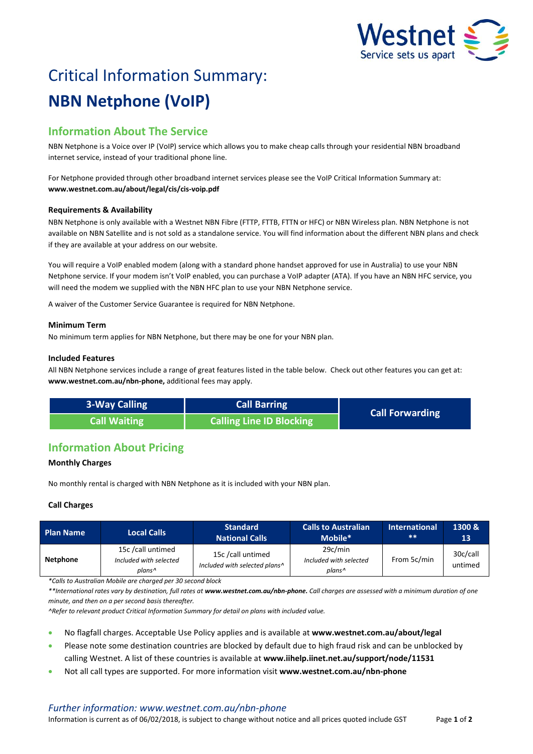# Critical Information Summary:

# NBN Netphone (VoIP)

## Information About The Service

NBN Netphone is a Voice over IP (VoIP) service which allows you to make cheap calls through your residential NBN broadband internet service, instead of your traditional phone line.

For Netphone provided through other broadband internet services please see the VoIP Critical Information Summary at: **www.westnet.com.au/about/legal/cis/cis-voip.pdf**

### Requirements & Availability

NBN Netphone is only available with a Westnet NBN Fibre (FTTP, FTTB, FTTN or HFC) or NBN Wireless plan. NBN Netphone is not available on NBN Satellite and is not sold as a standalone service. You will find information about the different NBN plans and check if they are available at your address on our website.

You will require a VoIP enabled modem (along with a standard phone handset approved for use in Australia) to use your NBN Netphone service. If your modem isn't VoIP enabled, you can purchase a VoIP adapter (ATA). If you have an NBN HFC service, you will need the modem we supplied with the NBN HFC plan to use your NBN Netphone service.

A waiver of the Customer Service Guarantee is required for NBN Netphone.

### Minimum Term

No minimum term applies for NBN Netphone, but there may be one for your NBN plan.

### Included Features

All NBN Netphone services include a range of great features listed in the table below. Check out other features you can get at: **www.westnet.com.au/nbn-phone,** additional fees may apply.

| 3-Way Calling | Call Barring | Call Forwarding |
|---|---|---|
| Call Waiting | Calling Line ID Blocking | |

## Information About Pricing

### Monthly Charges

No monthly rental is charged with NBN Netphone as it is included with your NBN plan.

### Call Charges

| Plan Name | Local Calls | Standard National Calls | Calls to Australian Mobile* | International ** | 1300 & 13 |
|---|---|---|---|---|---|
| **Netphone** | 15c /call untimed *Included with selected plans^* | 15c /call untimed *Included with selected plans^* | 29c/min *Included with selected plans^* | From 5c/min | 30c/call untimed |

*\*Calls to Australian Mobile are charged per 30 second block*

*\*\*International rates vary by destination, full rates at **www.westnet.com.au/nbn-phone.** Call charges are assessed with a minimum duration of one minute, and then on a per second basis thereafter.*

*^Refer to relevant product Critical Information Summary for detail on plans with included value.*

- No flagfall charges. Acceptable Use Policy applies and is available at **www.westnet.com.au/about/legal**
- Please note some destination countries are blocked by default due to high fraud risk and can be unblocked by calling Westnet. A list of these countries is available at **www.iihelp.iinet.net.au/support/node/11531**
- Not all call types are supported. For more information visit **www.westnet.com.au/nbn-phone**

*Further information: www.westnet.com.au/nbn-phone*

Information is current as of 06/02/2018, is subject to change without notice and all prices quoted include GST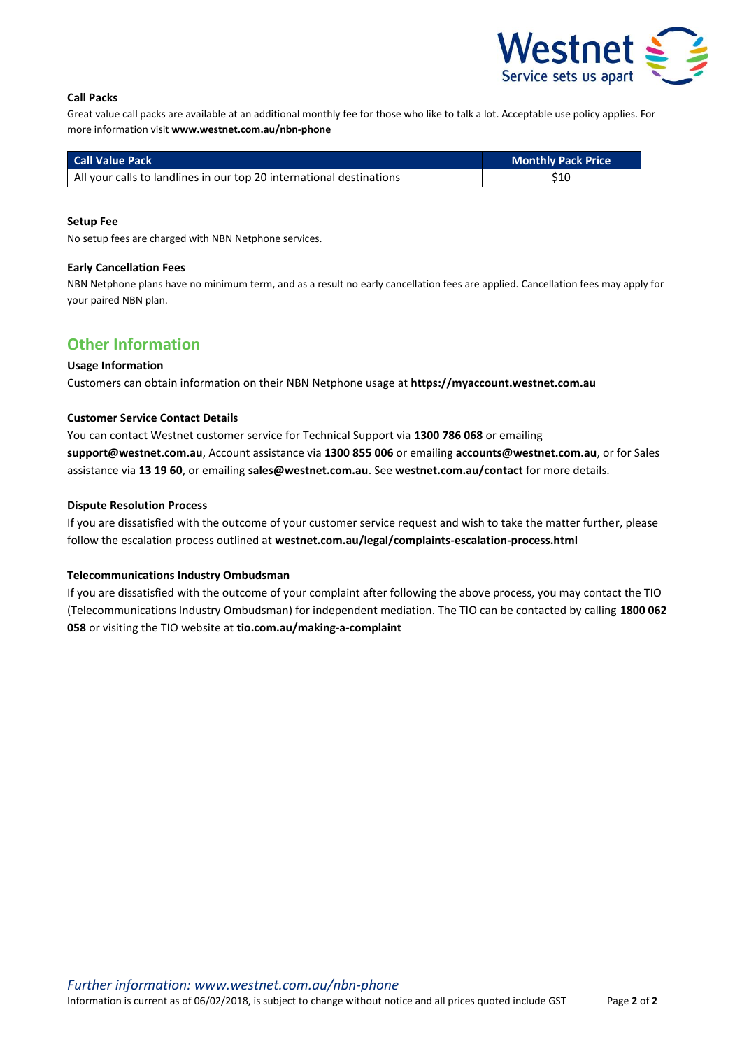### Call Packs

Great value call packs are available at an additional monthly fee for those who like to talk a lot. Acceptable use policy applies. For more information visit **www.westnet.com.au/nbn-phone**

| Call Value Pack | Monthly Pack Price |
| --- | --- |
| All your calls to landlines in our top 20 international destinations | $10 |

### Setup Fee

No setup fees are charged with NBN Netphone services.

### Early Cancellation Fees

NBN Netphone plans have no minimum term, and as a result no early cancellation fees are applied. Cancellation fees may apply for your paired NBN plan.

## Other Information

### Usage Information

Customers can obtain information on their NBN Netphone usage at **https://myaccount.westnet.com.au**

### Customer Service Contact Details

You can contact Westnet customer service for Technical Support via **1300 786 068** or emailing **support@westnet.com.au**, Account assistance via **1300 855 006** or emailing **accounts@westnet.com.au**, or for Sales assistance via **13 19 60**, or emailing **sales@westnet.com.au**. See **westnet.com.au/contact** for more details.

### Dispute Resolution Process

If you are dissatisfied with the outcome of your customer service request and wish to take the matter further, please follow the escalation process outlined at **westnet.com.au/legal/complaints-escalation-process.html**

### Telecommunications Industry Ombudsman

If you are dissatisfied with the outcome of your complaint after following the above process, you may contact the TIO (Telecommunications Industry Ombudsman) for independent mediation. The TIO can be contacted by calling **1800 062 058** or visiting the TIO website at **tio.com.au/making-a-complaint**

*Further information: www.westnet.com.au/nbn-phone*

Information is current as of 06/02/2018, is subject to change without notice and all prices quoted include GST